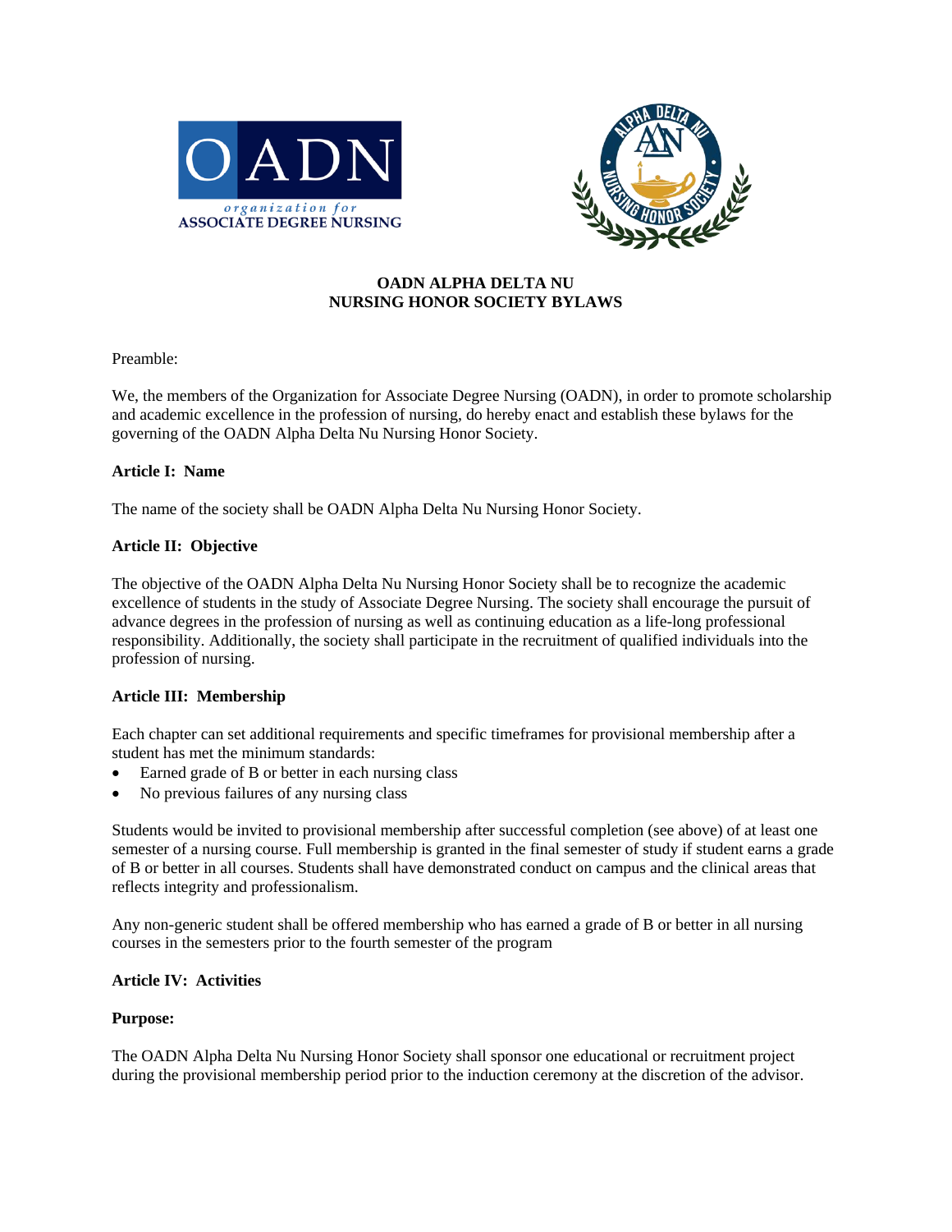# OADN ALPHA DELTA NU
# NURSING HONOR SOCIETY BYLAWS

Preamble:

We, the members of the Organization for Associate Degree Nursing (OADN), in order to promote scholarship and academic excellence in the profession of nursing, do hereby enact and establish these bylaws for the governing of the OADN Alpha Delta Nu Nursing Honor Society.

**Article I: Name**

The name of the society shall be OADN Alpha Delta Nu Nursing Honor Society.

**Article II: Objective**

The objective of the OADN Alpha Delta Nu Nursing Honor Society shall be to recognize the academic excellence of students in the study of Associate Degree Nursing. The society shall encourage the pursuit of advance degrees in the profession of nursing as well as continuing education as a life-long professional responsibility. Additionally, the society shall participate in the recruitment of qualified individuals into the profession of nursing.

**Article III: Membership**

Each chapter can set additional requirements and specific timeframes for provisional membership after a student has met the minimum standards:

- Earned grade of B or better in each nursing class
- No previous failures of any nursing class

Students would be invited to provisional membership after successful completion (see above) of at least one semester of a nursing course. Full membership is granted in the final semester of study if student earns a grade of B or better in all courses. Students shall have demonstrated conduct on campus and the clinical areas that reflects integrity and professionalism.

Any non-generic student shall be offered membership who has earned a grade of B or better in all nursing courses in the semesters prior to the fourth semester of the program

**Article IV: Activities**

**Purpose:**

The OADN Alpha Delta Nu Nursing Honor Society shall sponsor one educational or recruitment project during the provisional membership period prior to the induction ceremony at the discretion of the advisor.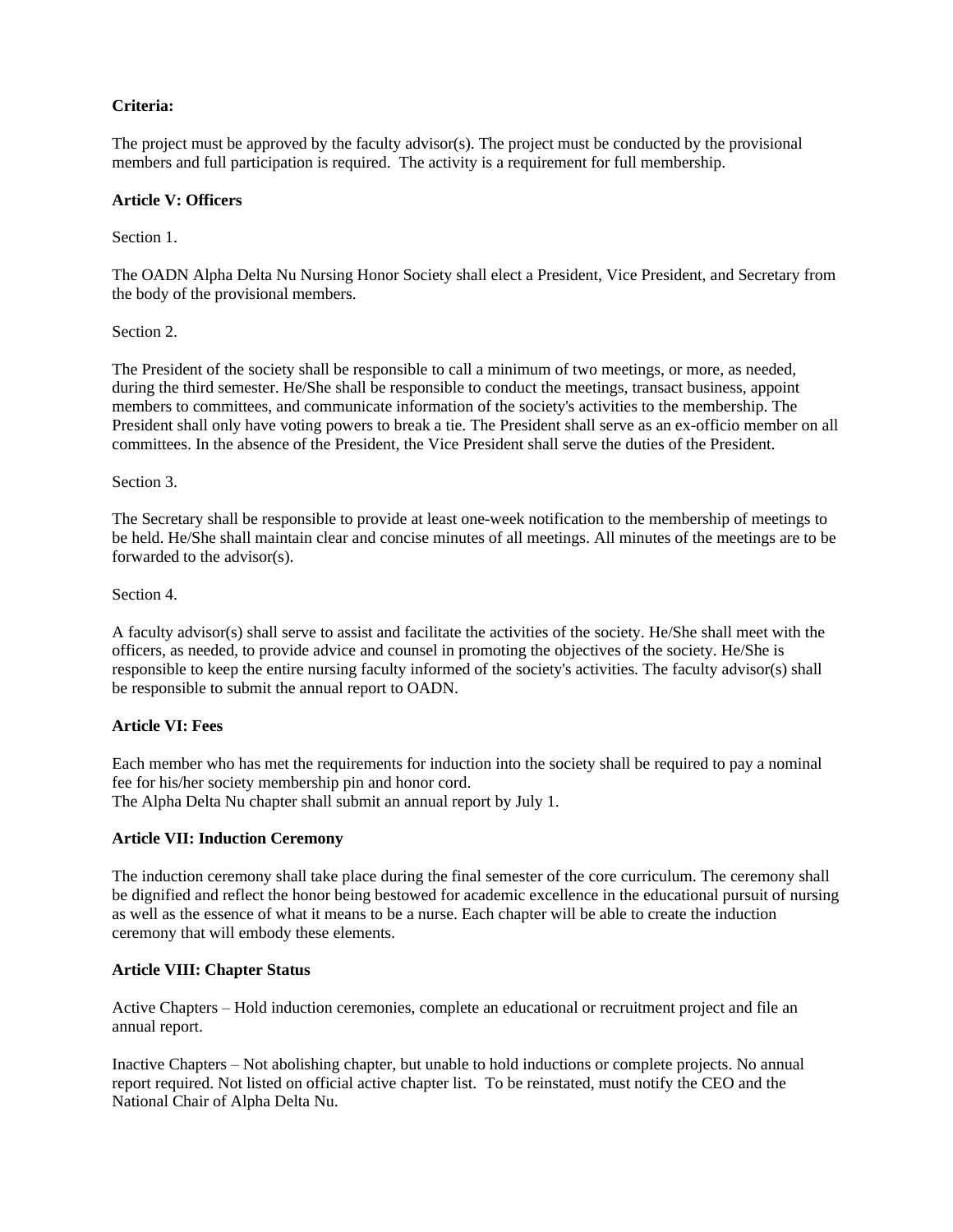**Criteria:**

The project must be approved by the faculty advisor(s). The project must be conducted by the provisional members and full participation is required. The activity is a requirement for full membership.

## Article V: Officers

Section 1.

The OADN Alpha Delta Nu Nursing Honor Society shall elect a President, Vice President, and Secretary from the body of the provisional members.

Section 2.

The President of the society shall be responsible to call a minimum of two meetings, or more, as needed, during the third semester. He/She shall be responsible to conduct the meetings, transact business, appoint members to committees, and communicate information of the society's activities to the membership. The President shall only have voting powers to break a tie. The President shall serve as an ex-officio member on all committees. In the absence of the President, the Vice President shall serve the duties of the President.

Section 3.

The Secretary shall be responsible to provide at least one-week notification to the membership of meetings to be held. He/She shall maintain clear and concise minutes of all meetings. All minutes of the meetings are to be forwarded to the advisor(s).

Section 4.

A faculty advisor(s) shall serve to assist and facilitate the activities of the society. He/She shall meet with the officers, as needed, to provide advice and counsel in promoting the objectives of the society. He/She is responsible to keep the entire nursing faculty informed of the society's activities. The faculty advisor(s) shall be responsible to submit the annual report to OADN.

## Article VI: Fees

Each member who has met the requirements for induction into the society shall be required to pay a nominal fee for his/her society membership pin and honor cord.
The Alpha Delta Nu chapter shall submit an annual report by July 1.

## Article VII: Induction Ceremony

The induction ceremony shall take place during the final semester of the core curriculum. The ceremony shall be dignified and reflect the honor being bestowed for academic excellence in the educational pursuit of nursing as well as the essence of what it means to be a nurse. Each chapter will be able to create the induction ceremony that will embody these elements.

## Article VIII: Chapter Status

Active Chapters – Hold induction ceremonies, complete an educational or recruitment project and file an annual report.

Inactive Chapters – Not abolishing chapter, but unable to hold inductions or complete projects. No annual report required. Not listed on official active chapter list. To be reinstated, must notify the CEO and the National Chair of Alpha Delta Nu.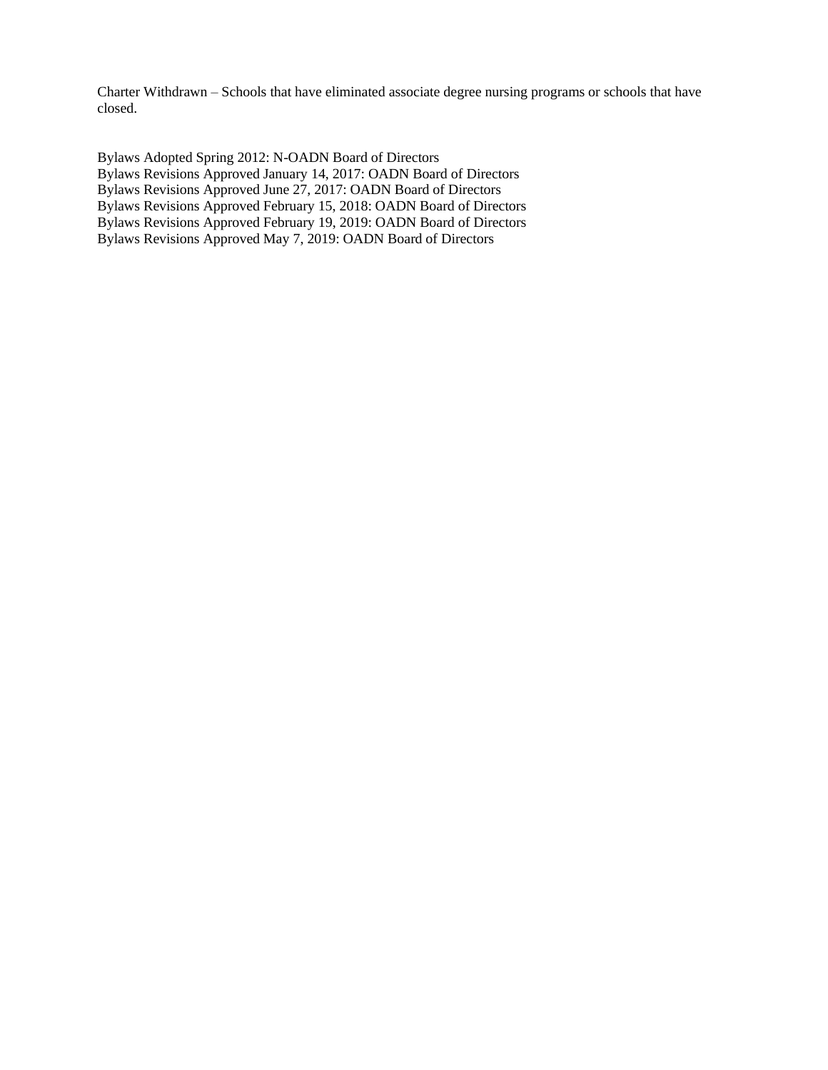Charter Withdrawn – Schools that have eliminated associate degree nursing programs or schools that have closed.

Bylaws Adopted Spring 2012: N-OADN Board of Directors
Bylaws Revisions Approved January 14, 2017: OADN Board of Directors
Bylaws Revisions Approved June 27, 2017: OADN Board of Directors
Bylaws Revisions Approved February 15, 2018: OADN Board of Directors
Bylaws Revisions Approved February 19, 2019: OADN Board of Directors
Bylaws Revisions Approved May 7, 2019: OADN Board of Directors